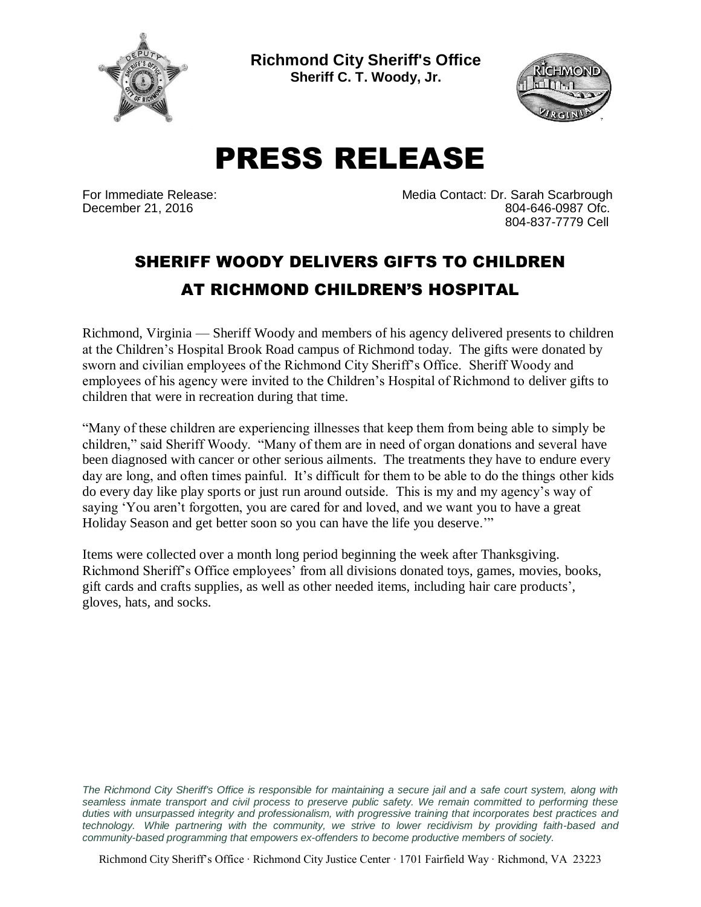**Richmond City Sheriff's Office**
**Sheriff C. T. Woody, Jr.**

# PRESS RELEASE

For Immediate Release:
December 21, 2016

Media Contact: Dr. Sarah Scarbrough
804-646-0987 Ofc.
804-837-7779 Cell

## SHERIFF WOODY DELIVERS GIFTS TO CHILDREN AT RICHMOND CHILDREN'S HOSPITAL

Richmond, Virginia — Sheriff Woody and members of his agency delivered presents to children at the Children's Hospital Brook Road campus of Richmond today. The gifts were donated by sworn and civilian employees of the Richmond City Sheriff's Office. Sheriff Woody and employees of his agency were invited to the Children's Hospital of Richmond to deliver gifts to children that were in recreation during that time.

"Many of these children are experiencing illnesses that keep them from being able to simply be children," said Sheriff Woody. "Many of them are in need of organ donations and several have been diagnosed with cancer or other serious ailments. The treatments they have to endure every day are long, and often times painful. It's difficult for them to be able to do the things other kids do every day like play sports or just run around outside. This is my and my agency's way of saying 'You aren't forgotten, you are cared for and loved, and we want you to have a great Holiday Season and get better soon so you can have the life you deserve.'"

Items were collected over a month long period beginning the week after Thanksgiving. Richmond Sheriff's Office employees' from all divisions donated toys, games, movies, books, gift cards and crafts supplies, as well as other needed items, including hair care products', gloves, hats, and socks.

*The Richmond City Sheriff's Office is responsible for maintaining a secure jail and a safe court system, along with seamless inmate transport and civil process to preserve public safety. We remain committed to performing these duties with unsurpassed integrity and professionalism, with progressive training that incorporates best practices and technology. While partnering with the community, we strive to lower recidivism by providing faith-based and community-based programming that empowers ex-offenders to become productive members of society.*

Richmond City Sheriff's Office · Richmond City Justice Center · 1701 Fairfield Way · Richmond, VA 23223